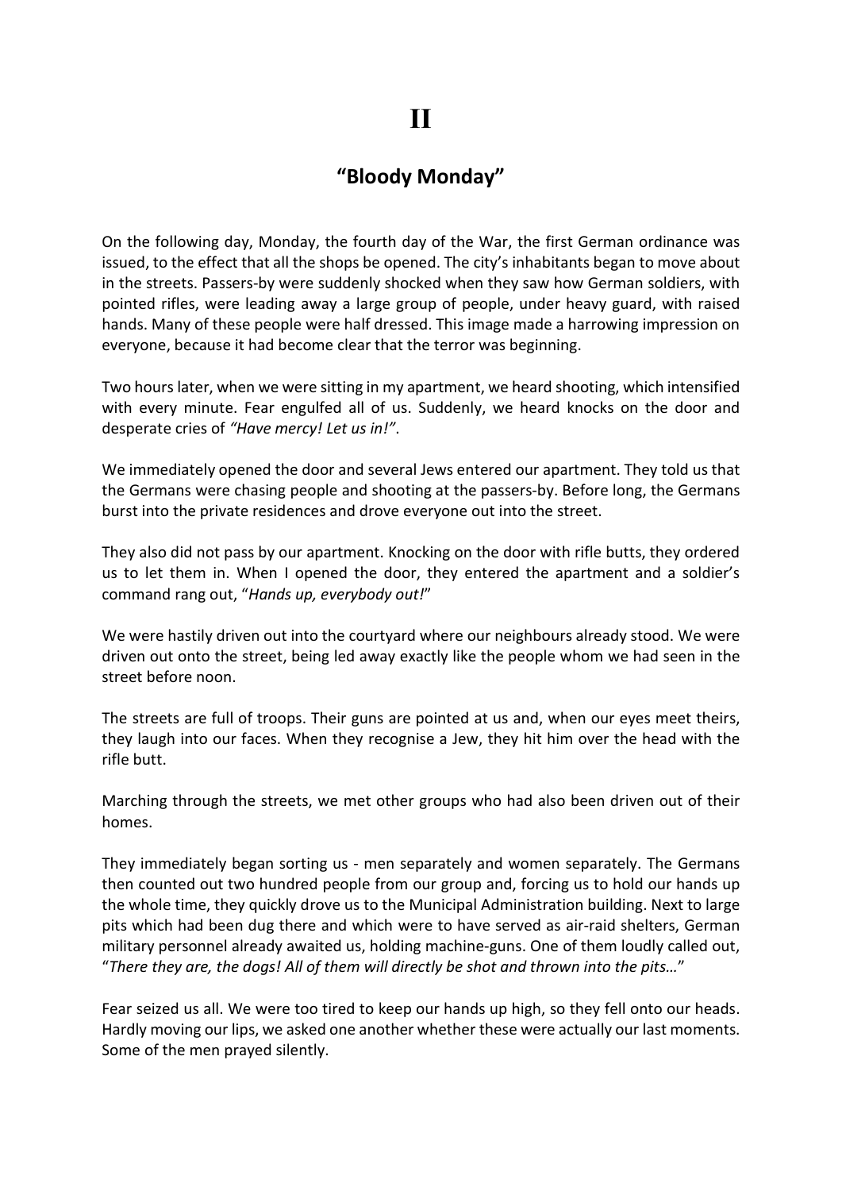# II

## "Bloody Monday"

On the following day, Monday, the fourth day of the War, the first German ordinance was issued, to the effect that all the shops be opened. The city's inhabitants began to move about in the streets. Passers-by were suddenly shocked when they saw how German soldiers, with pointed rifles, were leading away a large group of people, under heavy guard, with raised hands. Many of these people were half dressed. This image made a harrowing impression on everyone, because it had become clear that the terror was beginning.

Two hours later, when we were sitting in my apartment, we heard shooting, which intensified with every minute. Fear engulfed all of us. Suddenly, we heard knocks on the door and desperate cries of *"Have mercy! Let us in!"*.

We immediately opened the door and several Jews entered our apartment. They told us that the Germans were chasing people and shooting at the passers-by. Before long, the Germans burst into the private residences and drove everyone out into the street.

They also did not pass by our apartment. Knocking on the door with rifle butts, they ordered us to let them in. When I opened the door, they entered the apartment and a soldier's command rang out, "*Hands up, everybody out!*"

We were hastily driven out into the courtyard where our neighbours already stood. We were driven out onto the street, being led away exactly like the people whom we had seen in the street before noon.

The streets are full of troops. Their guns are pointed at us and, when our eyes meet theirs, they laugh into our faces. When they recognise a Jew, they hit him over the head with the rifle butt.

Marching through the streets, we met other groups who had also been driven out of their homes.

They immediately began sorting us - men separately and women separately. The Germans then counted out two hundred people from our group and, forcing us to hold our hands up the whole time, they quickly drove us to the Municipal Administration building. Next to large pits which had been dug there and which were to have served as air-raid shelters, German military personnel already awaited us, holding machine-guns. One of them loudly called out, "*There they are, the dogs! All of them will directly be shot and thrown into the pits…*"

Fear seized us all. We were too tired to keep our hands up high, so they fell onto our heads. Hardly moving our lips, we asked one another whether these were actually our last moments. Some of the men prayed silently.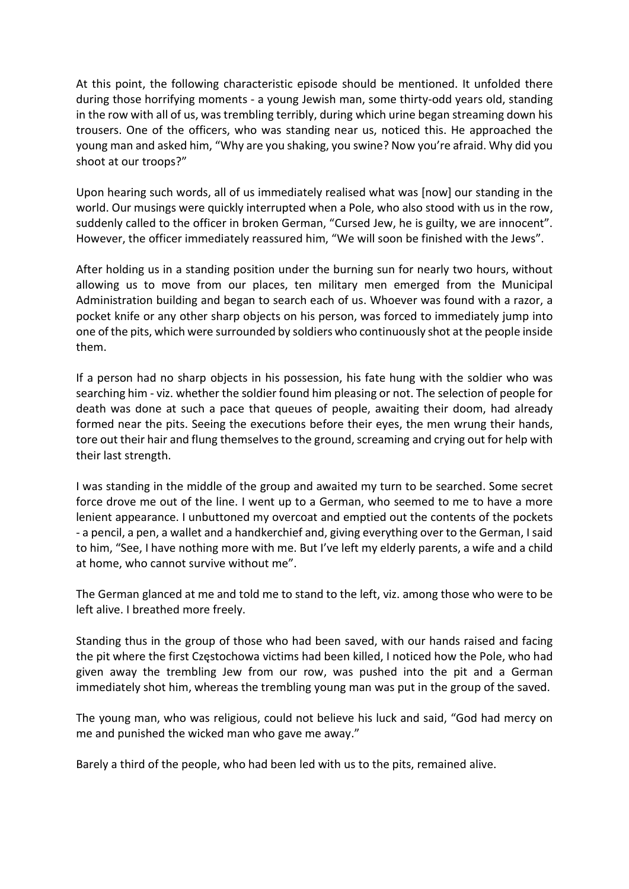At this point, the following characteristic episode should be mentioned. It unfolded there during those horrifying moments - a young Jewish man, some thirty-odd years old, standing in the row with all of us, was trembling terribly, during which urine began streaming down his trousers. One of the officers, who was standing near us, noticed this. He approached the young man and asked him, "Why are you shaking, you swine? Now you're afraid. Why did you shoot at our troops?"

Upon hearing such words, all of us immediately realised what was [now] our standing in the world. Our musings were quickly interrupted when a Pole, who also stood with us in the row, suddenly called to the officer in broken German, "Cursed Jew, he is guilty, we are innocent". However, the officer immediately reassured him, "We will soon be finished with the Jews".

After holding us in a standing position under the burning sun for nearly two hours, without allowing us to move from our places, ten military men emerged from the Municipal Administration building and began to search each of us. Whoever was found with a razor, a pocket knife or any other sharp objects on his person, was forced to immediately jump into one of the pits, which were surrounded by soldiers who continuously shot at the people inside them.

If a person had no sharp objects in his possession, his fate hung with the soldier who was searching him - viz. whether the soldier found him pleasing or not. The selection of people for death was done at such a pace that queues of people, awaiting their doom, had already formed near the pits. Seeing the executions before their eyes, the men wrung their hands, tore out their hair and flung themselves to the ground, screaming and crying out for help with their last strength.

I was standing in the middle of the group and awaited my turn to be searched. Some secret force drove me out of the line. I went up to a German, who seemed to me to have a more lenient appearance. I unbuttoned my overcoat and emptied out the contents of the pockets - a pencil, a pen, a wallet and a handkerchief and, giving everything over to the German, I said to him, "See, I have nothing more with me. But I've left my elderly parents, a wife and a child at home, who cannot survive without me".

The German glanced at me and told me to stand to the left, viz. among those who were to be left alive. I breathed more freely.

Standing thus in the group of those who had been saved, with our hands raised and facing the pit where the first Częstochowa victims had been killed, I noticed how the Pole, who had given away the trembling Jew from our row, was pushed into the pit and a German immediately shot him, whereas the trembling young man was put in the group of the saved.

The young man, who was religious, could not believe his luck and said, "God had mercy on me and punished the wicked man who gave me away."

Barely a third of the people, who had been led with us to the pits, remained alive.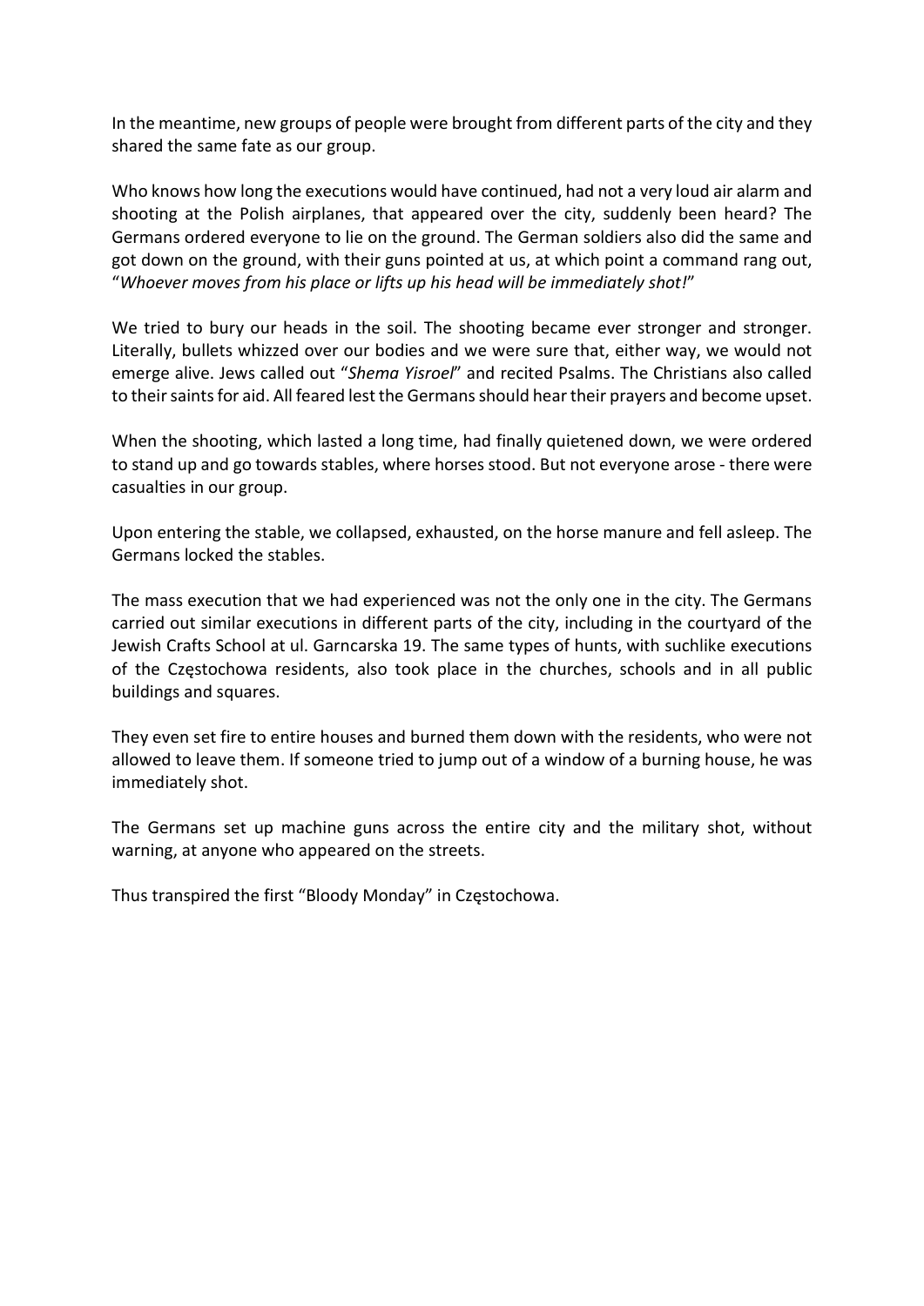In the meantime, new groups of people were brought from different parts of the city and they shared the same fate as our group.

Who knows how long the executions would have continued, had not a very loud air alarm and shooting at the Polish airplanes, that appeared over the city, suddenly been heard? The Germans ordered everyone to lie on the ground. The German soldiers also did the same and got down on the ground, with their guns pointed at us, at which point a command rang out, "*Whoever moves from his place or lifts up his head will be immediately shot!*"

We tried to bury our heads in the soil. The shooting became ever stronger and stronger. Literally, bullets whizzed over our bodies and we were sure that, either way, we would not emerge alive. Jews called out "*Shema Yisroel*" and recited Psalms. The Christians also called to their saints for aid. All feared lest the Germans should hear their prayers and become upset.

When the shooting, which lasted a long time, had finally quietened down, we were ordered to stand up and go towards stables, where horses stood. But not everyone arose - there were casualties in our group.

Upon entering the stable, we collapsed, exhausted, on the horse manure and fell asleep. The Germans locked the stables.

The mass execution that we had experienced was not the only one in the city. The Germans carried out similar executions in different parts of the city, including in the courtyard of the Jewish Crafts School at ul. Garncarska 19. The same types of hunts, with suchlike executions of the Częstochowa residents, also took place in the churches, schools and in all public buildings and squares.

They even set fire to entire houses and burned them down with the residents, who were not allowed to leave them. If someone tried to jump out of a window of a burning house, he was immediately shot.

The Germans set up machine guns across the entire city and the military shot, without warning, at anyone who appeared on the streets.

Thus transpired the first "Bloody Monday" in Częstochowa.